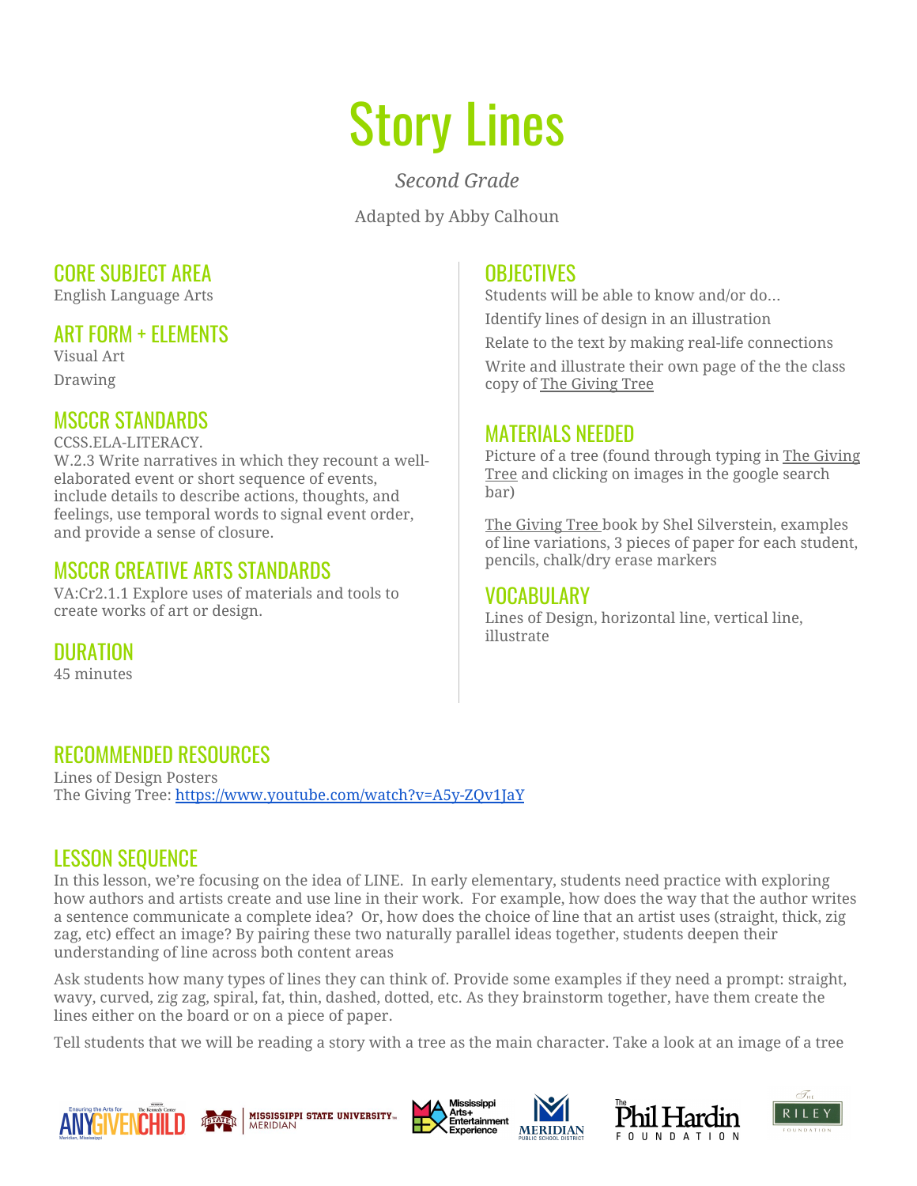# Story Lines

*Second Grade*

Adapted by Abby Calhoun

## CORE SUBJECT AREA

English Language Arts

## ART FORM + ELEMENTS

Visual Art

Drawing

## MSCCR STANDARDS

CCSS.ELA-LITERACY.
W.2.3 Write narratives in which they recount a well-elaborated event or short sequence of events, include details to describe actions, thoughts, and feelings, use temporal words to signal event order, and provide a sense of closure.

## MSCCR CREATIVE ARTS STANDARDS

VA:Cr2.1.1 Explore uses of materials and tools to create works of art or design.

## DURATION

45 minutes

## OBJECTIVES

Students will be able to know and/or do…

Identify lines of design in an illustration

Relate to the text by making real-life connections

Write and illustrate their own page of the the class copy of The Giving Tree

## MATERIALS NEEDED

Picture of a tree (found through typing in The Giving Tree and clicking on images in the google search bar)

The Giving Tree book by Shel Silverstein, examples of line variations, 3 pieces of paper for each student, pencils, chalk/dry erase markers

## VOCABULARY

Lines of Design, horizontal line, vertical line, illustrate

## RECOMMENDED RESOURCES

Lines of Design Posters
The Giving Tree: https://www.youtube.com/watch?v=A5y-ZQv1JaY

## LESSON SEQUENCE

In this lesson, we're focusing on the idea of LINE. In early elementary, students need practice with exploring how authors and artists create and use line in their work. For example, how does the way that the author writes a sentence communicate a complete idea? Or, how does the choice of line that an artist uses (straight, thick, zig zag, etc) effect an image? By pairing these two naturally parallel ideas together, students deepen their understanding of line across both content areas

Ask students how many types of lines they can think of. Provide some examples if they need a prompt: straight, wavy, curved, zig zag, spiral, fat, thin, dashed, dotted, etc. As they brainstorm together, have them create the lines either on the board or on a piece of paper.

Tell students that we will be reading a story with a tree as the main character. Take a look at an image of a tree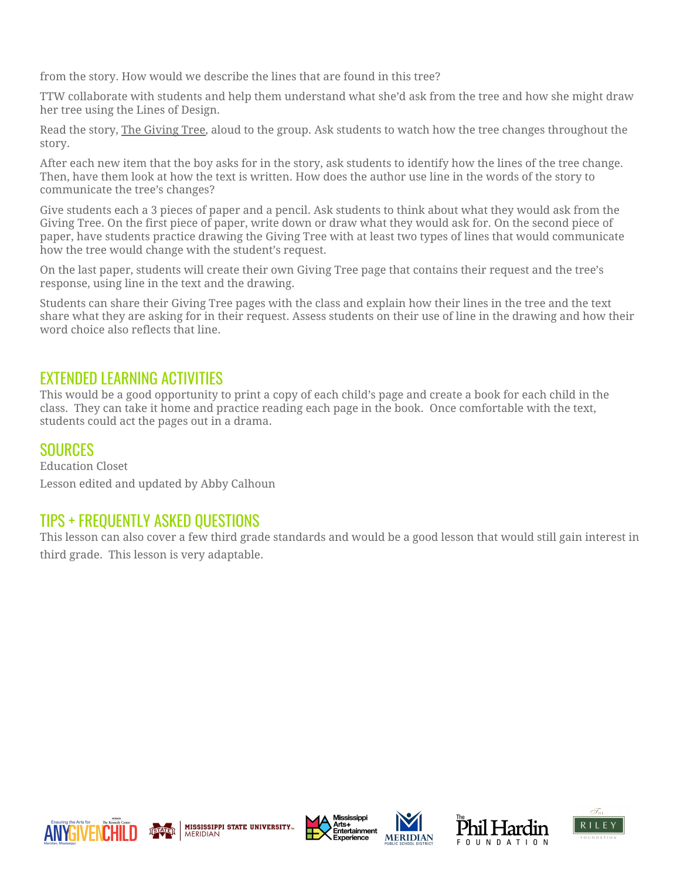from the story. How would we describe the lines that are found in this tree?

TTW collaborate with students and help them understand what she'd ask from the tree and how she might draw her tree using the Lines of Design.

Read the story, The Giving Tree, aloud to the group. Ask students to watch how the tree changes throughout the story.

After each new item that the boy asks for in the story, ask students to identify how the lines of the tree change. Then, have them look at how the text is written. How does the author use line in the words of the story to communicate the tree's changes?

Give students each a 3 pieces of paper and a pencil. Ask students to think about what they would ask from the Giving Tree. On the first piece of paper, write down or draw what they would ask for. On the second piece of paper, have students practice drawing the Giving Tree with at least two types of lines that would communicate how the tree would change with the student's request.

On the last paper, students will create their own Giving Tree page that contains their request and the tree's response, using line in the text and the drawing.

Students can share their Giving Tree pages with the class and explain how their lines in the tree and the text share what they are asking for in their request. Assess students on their use of line in the drawing and how their word choice also reflects that line.

## EXTENDED LEARNING ACTIVITIES

This would be a good opportunity to print a copy of each child's page and create a book for each child in the class. They can take it home and practice reading each page in the book. Once comfortable with the text, students could act the pages out in a drama.

## SOURCES

Education Closet

Lesson edited and updated by Abby Calhoun

## TIPS + FREQUENTLY ASKED QUESTIONS

This lesson can also cover a few third grade standards and would be a good lesson that would still gain interest in third grade. This lesson is very adaptable.